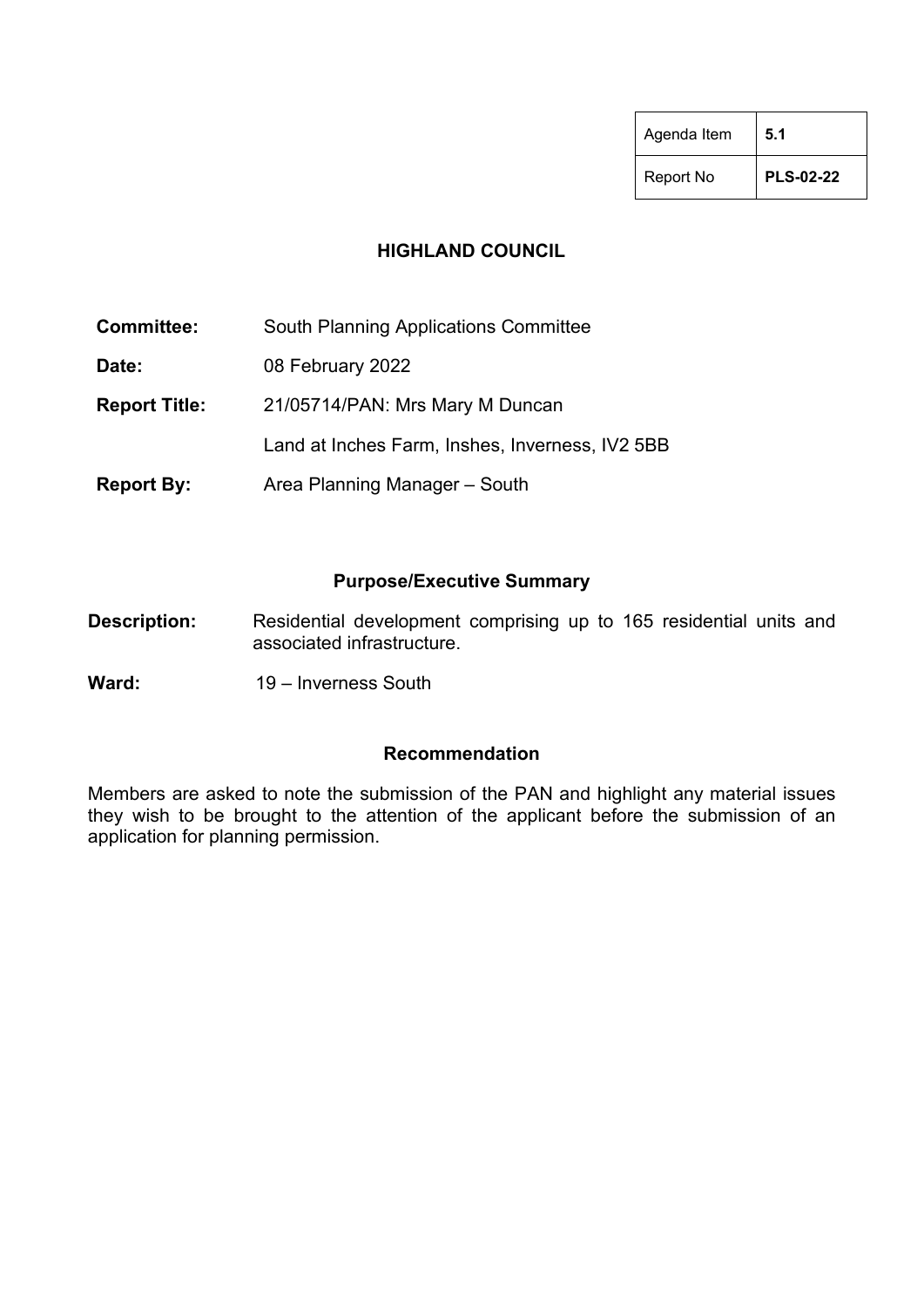| Agenda Item | 5.1 |
| --- | --- |
| Report No | **PLS-02-22** |

## HIGHLAND COUNCIL

**Committee:** South Planning Applications Committee

**Date:** 08 February 2022

**Report Title:** 21/05714/PAN: Mrs Mary M Duncan

Land at Inches Farm, Inshes, Inverness, IV2 5BB

**Report By:** Area Planning Manager – South

### Purpose/Executive Summary

**Description:** Residential development comprising up to 165 residential units and associated infrastructure.

**Ward:** 19 – Inverness South

### Recommendation

Members are asked to note the submission of the PAN and highlight any material issues they wish to be brought to the attention of the applicant before the submission of an application for planning permission.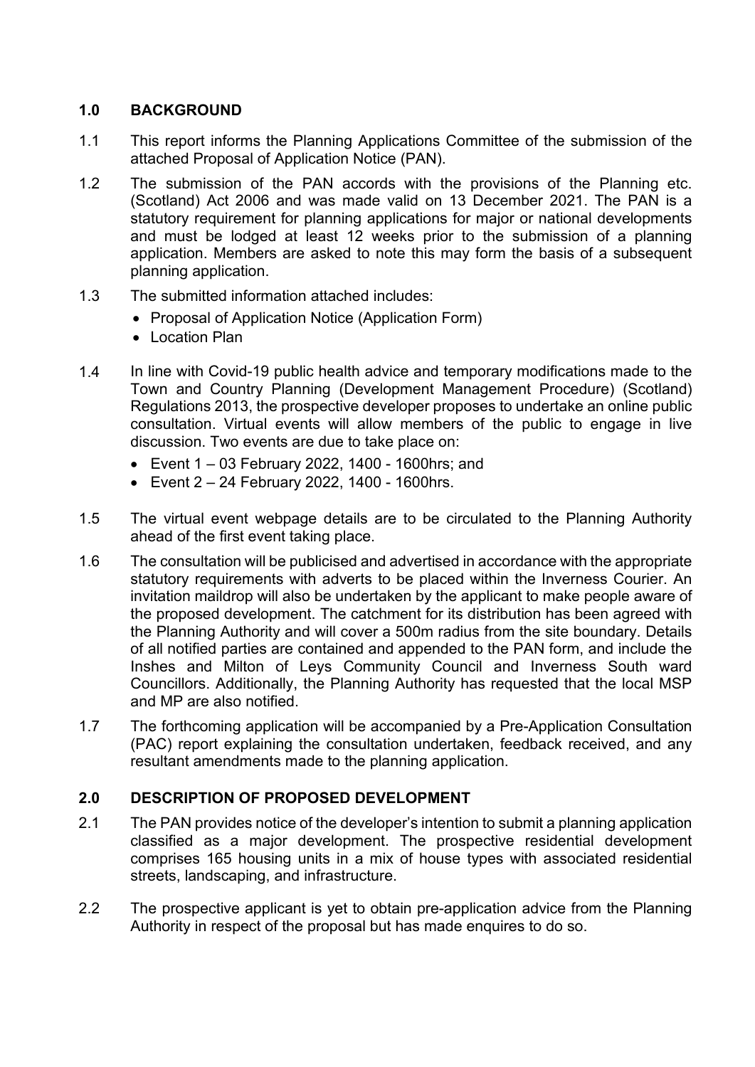## 1.0 BACKGROUND

1.1 This report informs the Planning Applications Committee of the submission of the attached Proposal of Application Notice (PAN).

1.2 The submission of the PAN accords with the provisions of the Planning etc. (Scotland) Act 2006 and was made valid on 13 December 2021. The PAN is a statutory requirement for planning applications for major or national developments and must be lodged at least 12 weeks prior to the submission of a planning application. Members are asked to note this may form the basis of a subsequent planning application.

1.3 The submitted information attached includes:

- Proposal of Application Notice (Application Form)
- Location Plan

1.4 In line with Covid-19 public health advice and temporary modifications made to the Town and Country Planning (Development Management Procedure) (Scotland) Regulations 2013, the prospective developer proposes to undertake an online public consultation. Virtual events will allow members of the public to engage in live discussion. Two events are due to take place on:

- Event 1 – 03 February 2022, 1400 - 1600hrs; and
- Event 2 – 24 February 2022, 1400 - 1600hrs.

1.5 The virtual event webpage details are to be circulated to the Planning Authority ahead of the first event taking place.

1.6 The consultation will be publicised and advertised in accordance with the appropriate statutory requirements with adverts to be placed within the Inverness Courier. An invitation maildrop will also be undertaken by the applicant to make people aware of the proposed development. The catchment for its distribution has been agreed with the Planning Authority and will cover a 500m radius from the site boundary. Details of all notified parties are contained and appended to the PAN form, and include the Inshes and Milton of Leys Community Council and Inverness South ward Councillors. Additionally, the Planning Authority has requested that the local MSP and MP are also notified.

1.7 The forthcoming application will be accompanied by a Pre-Application Consultation (PAC) report explaining the consultation undertaken, feedback received, and any resultant amendments made to the planning application.

## 2.0 DESCRIPTION OF PROPOSED DEVELOPMENT

2.1 The PAN provides notice of the developer's intention to submit a planning application classified as a major development. The prospective residential development comprises 165 housing units in a mix of house types with associated residential streets, landscaping, and infrastructure.

2.2 The prospective applicant is yet to obtain pre-application advice from the Planning Authority in respect of the proposal but has made enquires to do so.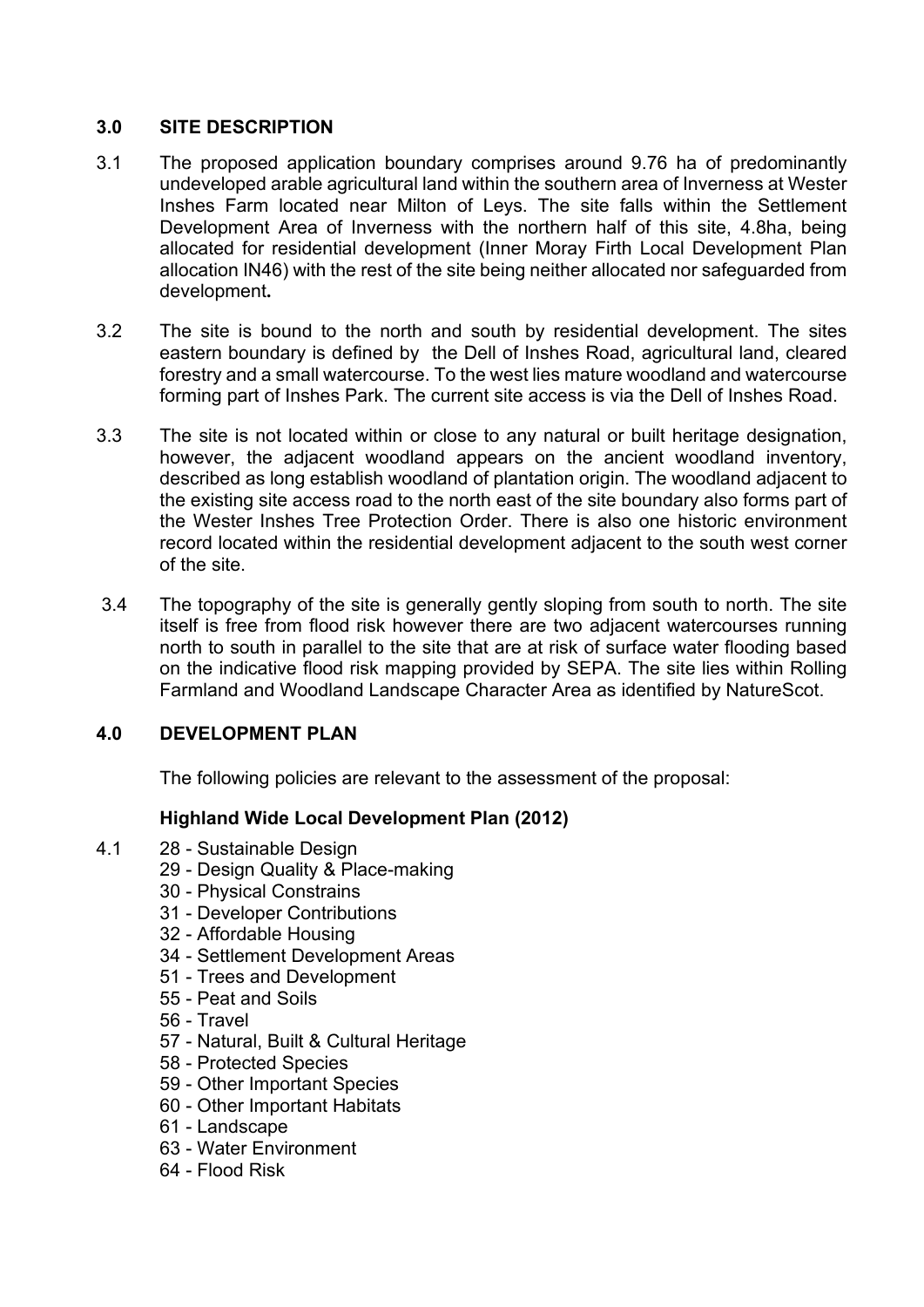## 3.0 SITE DESCRIPTION

3.1 The proposed application boundary comprises around 9.76 ha of predominantly undeveloped arable agricultural land within the southern area of Inverness at Wester Inshes Farm located near Milton of Leys. The site falls within the Settlement Development Area of Inverness with the northern half of this site, 4.8ha, being allocated for residential development (Inner Moray Firth Local Development Plan allocation IN46) with the rest of the site being neither allocated nor safeguarded from development**.**

3.2 The site is bound to the north and south by residential development. The sites eastern boundary is defined by the Dell of Inshes Road, agricultural land, cleared forestry and a small watercourse. To the west lies mature woodland and watercourse forming part of Inshes Park. The current site access is via the Dell of Inshes Road.

3.3 The site is not located within or close to any natural or built heritage designation, however, the adjacent woodland appears on the ancient woodland inventory, described as long establish woodland of plantation origin. The woodland adjacent to the existing site access road to the north east of the site boundary also forms part of the Wester Inshes Tree Protection Order. There is also one historic environment record located within the residential development adjacent to the south west corner of the site.

3.4 The topography of the site is generally gently sloping from south to north. The site itself is free from flood risk however there are two adjacent watercourses running north to south in parallel to the site that are at risk of surface water flooding based on the indicative flood risk mapping provided by SEPA. The site lies within Rolling Farmland and Woodland Landscape Character Area as identified by NatureScot.

## 4.0 DEVELOPMENT PLAN

The following policies are relevant to the assessment of the proposal:

### Highland Wide Local Development Plan (2012)

4.1
- 28 - Sustainable Design
- 29 - Design Quality & Place-making
- 30 - Physical Constrains
- 31 - Developer Contributions
- 32 - Affordable Housing
- 34 - Settlement Development Areas
- 51 - Trees and Development
- 55 - Peat and Soils
- 56 - Travel
- 57 - Natural, Built & Cultural Heritage
- 58 - Protected Species
- 59 - Other Important Species
- 60 - Other Important Habitats
- 61 - Landscape
- 63 - Water Environment
- 64 - Flood Risk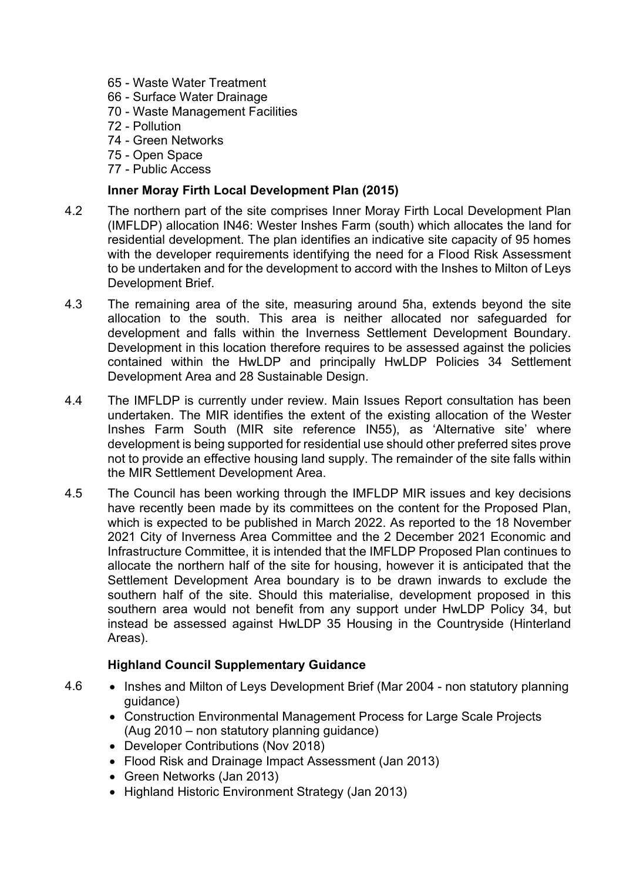- 65 - Waste Water Treatment
- 66 - Surface Water Drainage
- 70 - Waste Management Facilities
- 72 - Pollution
- 74 - Green Networks
- 75 - Open Space
- 77 - Public Access

**Inner Moray Firth Local Development Plan (2015)**

4.2 The northern part of the site comprises Inner Moray Firth Local Development Plan (IMFLDP) allocation IN46: Wester Inshes Farm (south) which allocates the land for residential development. The plan identifies an indicative site capacity of 95 homes with the developer requirements identifying the need for a Flood Risk Assessment to be undertaken and for the development to accord with the Inshes to Milton of Leys Development Brief.

4.3 The remaining area of the site, measuring around 5ha, extends beyond the site allocation to the south. This area is neither allocated nor safeguarded for development and falls within the Inverness Settlement Development Boundary. Development in this location therefore requires to be assessed against the policies contained within the HwLDP and principally HwLDP Policies 34 Settlement Development Area and 28 Sustainable Design.

4.4 The IMFLDP is currently under review. Main Issues Report consultation has been undertaken. The MIR identifies the extent of the existing allocation of the Wester Inshes Farm South (MIR site reference IN55), as 'Alternative site' where development is being supported for residential use should other preferred sites prove not to provide an effective housing land supply. The remainder of the site falls within the MIR Settlement Development Area.

4.5 The Council has been working through the IMFLDP MIR issues and key decisions have recently been made by its committees on the content for the Proposed Plan, which is expected to be published in March 2022. As reported to the 18 November 2021 City of Inverness Area Committee and the 2 December 2021 Economic and Infrastructure Committee, it is intended that the IMFLDP Proposed Plan continues to allocate the northern half of the site for housing, however it is anticipated that the Settlement Development Area boundary is to be drawn inwards to exclude the southern half of the site. Should this materialise, development proposed in this southern area would not benefit from any support under HwLDP Policy 34, but instead be assessed against HwLDP 35 Housing in the Countryside (Hinterland Areas).

**Highland Council Supplementary Guidance**

4.6
- Inshes and Milton of Leys Development Brief (Mar 2004 - non statutory planning guidance)
- Construction Environmental Management Process for Large Scale Projects (Aug 2010 – non statutory planning guidance)
- Developer Contributions (Nov 2018)
- Flood Risk and Drainage Impact Assessment (Jan 2013)
- Green Networks (Jan 2013)
- Highland Historic Environment Strategy (Jan 2013)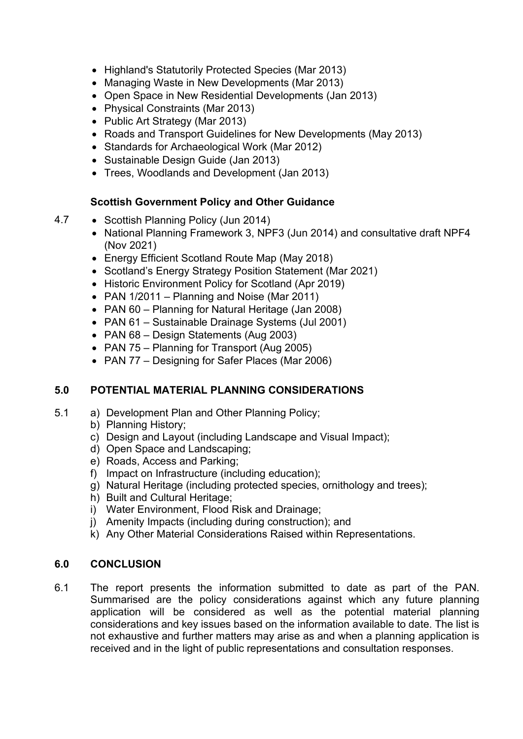- Highland's Statutorily Protected Species (Mar 2013)
- Managing Waste in New Developments (Mar 2013)
- Open Space in New Residential Developments (Jan 2013)
- Physical Constraints (Mar 2013)
- Public Art Strategy (Mar 2013)
- Roads and Transport Guidelines for New Developments (May 2013)
- Standards for Archaeological Work (Mar 2012)
- Sustainable Design Guide (Jan 2013)
- Trees, Woodlands and Development (Jan 2013)

**Scottish Government Policy and Other Guidance**

4.7

- Scottish Planning Policy (Jun 2014)
- National Planning Framework 3, NPF3 (Jun 2014) and consultative draft NPF4 (Nov 2021)
- Energy Efficient Scotland Route Map (May 2018)
- Scotland's Energy Strategy Position Statement (Mar 2021)
- Historic Environment Policy for Scotland (Apr 2019)
- PAN 1/2011 – Planning and Noise (Mar 2011)
- PAN 60 – Planning for Natural Heritage (Jan 2008)
- PAN 61 – Sustainable Drainage Systems (Jul 2001)
- PAN 68 – Design Statements (Aug 2003)
- PAN 75 – Planning for Transport (Aug 2005)
- PAN 77 – Designing for Safer Places (Mar 2006)

## 5.0 POTENTIAL MATERIAL PLANNING CONSIDERATIONS

5.1

a) Development Plan and Other Planning Policy;
b) Planning History;
c) Design and Layout (including Landscape and Visual Impact);
d) Open Space and Landscaping;
e) Roads, Access and Parking;
f) Impact on Infrastructure (including education);
g) Natural Heritage (including protected species, ornithology and trees);
h) Built and Cultural Heritage;
i) Water Environment, Flood Risk and Drainage;
j) Amenity Impacts (including during construction); and
k) Any Other Material Considerations Raised within Representations.

## 6.0 CONCLUSION

6.1 The report presents the information submitted to date as part of the PAN. Summarised are the policy considerations against which any future planning application will be considered as well as the potential material planning considerations and key issues based on the information available to date. The list is not exhaustive and further matters may arise as and when a planning application is received and in the light of public representations and consultation responses.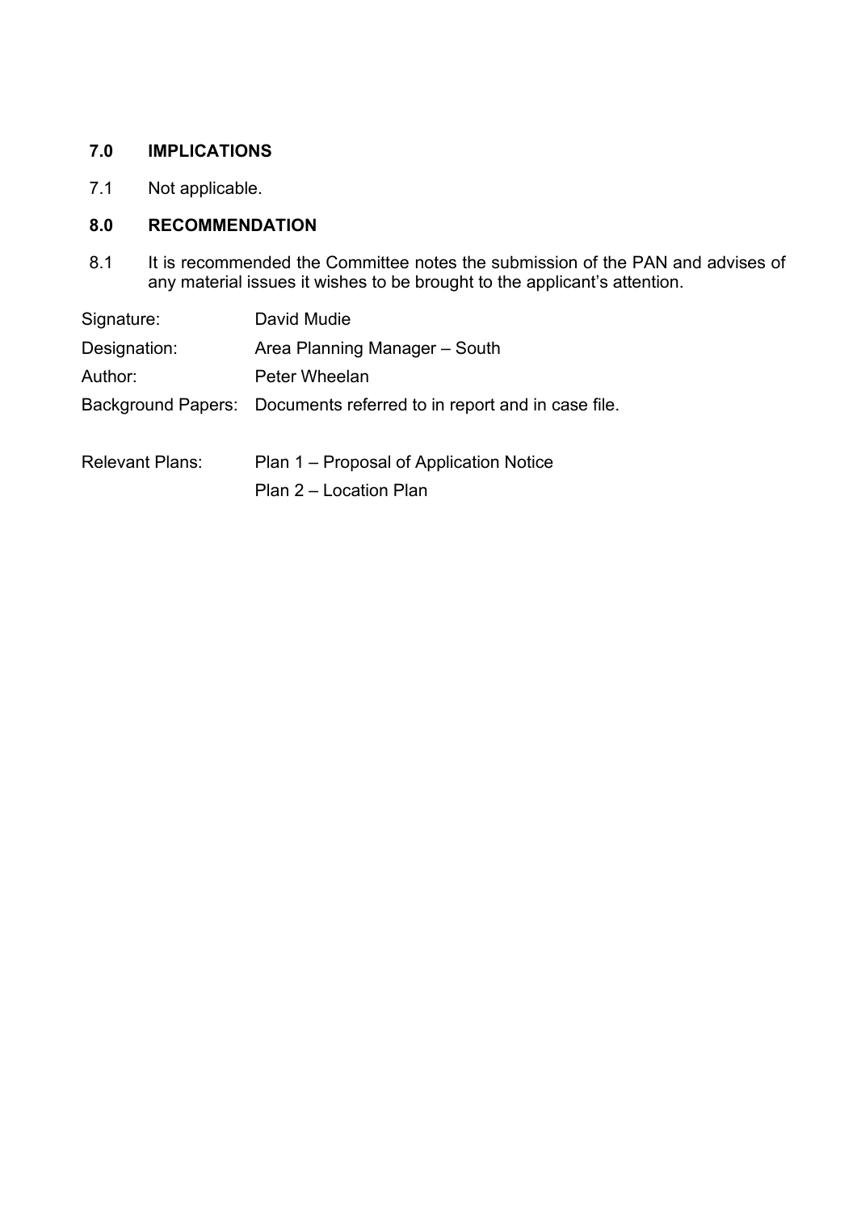## 7.0 IMPLICATIONS

7.1 Not applicable.

## 8.0 RECOMMENDATION

8.1 It is recommended the Committee notes the submission of the PAN and advises of any material issues it wishes to be brought to the applicant's attention.

| | |
|---|---|
| Signature: | David Mudie |
| Designation: | Area Planning Manager – South |
| Author: | Peter Wheelan |
| Background Papers: | Documents referred to in report and in case file. |
| Relevant Plans: | Plan 1 – Proposal of Application Notice |
| | Plan 2 – Location Plan |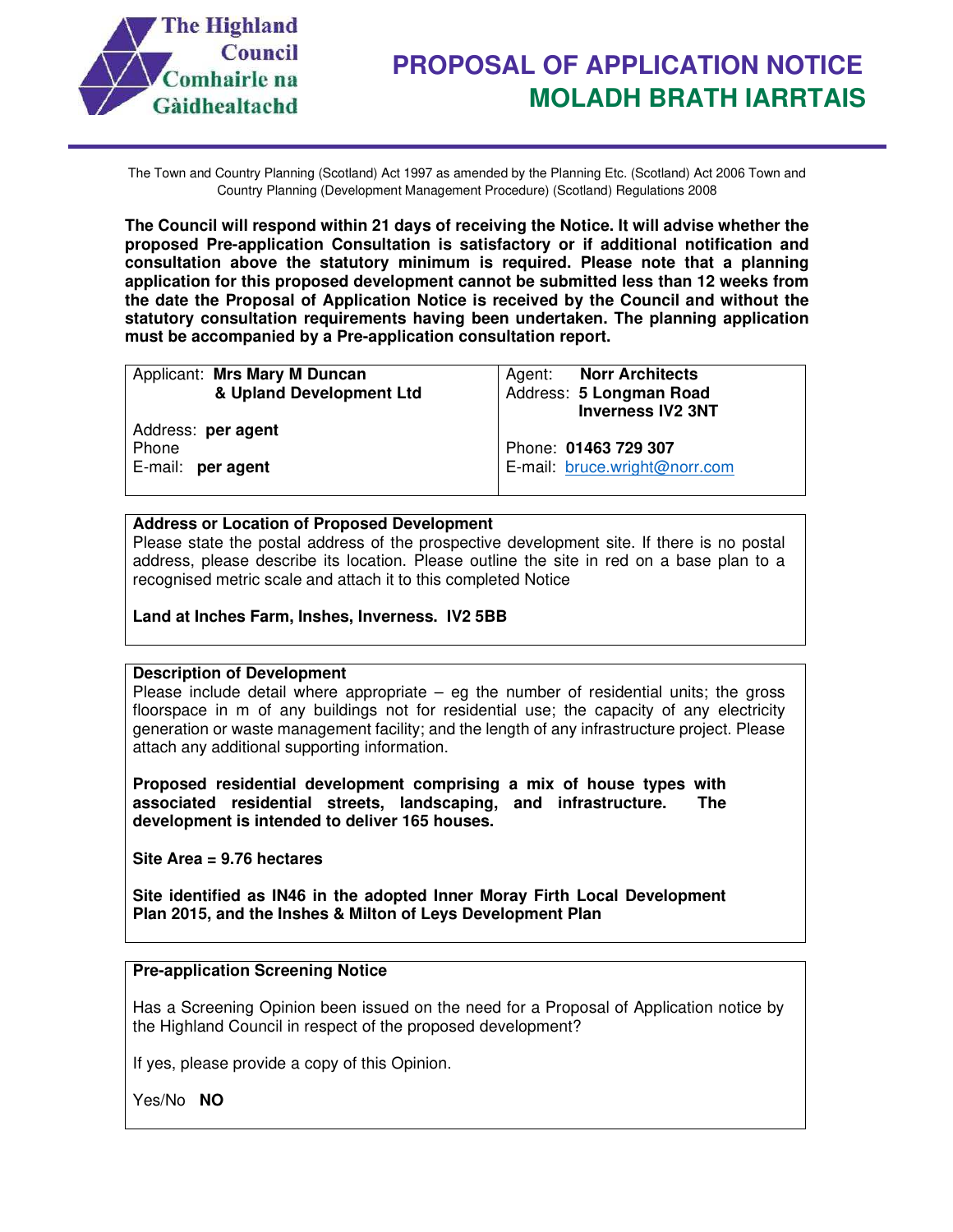The Highland Council
Comhairle na Gàidhealtachd

# PROPOSAL OF APPLICATION NOTICE
# MOLADH BRATH IARRTAIS

The Town and Country Planning (Scotland) Act 1997 as amended by the Planning Etc. (Scotland) Act 2006 Town and Country Planning (Development Management Procedure) (Scotland) Regulations 2008

**The Council will respond within 21 days of receiving the Notice. It will advise whether the proposed Pre-application Consultation is satisfactory or if additional notification and consultation above the statutory minimum is required. Please note that a planning application for this proposed development cannot be submitted less than 12 weeks from the date the Proposal of Application Notice is received by the Council and without the statutory consultation requirements having been undertaken. The planning application must be accompanied by a Pre-application consultation report.**

| Applicant: **Mrs Mary M Duncan & Upland Development Ltd**<br><br>Address: **per agent**<br>Phone<br>E-mail: **per agent** | Agent: **Norr Architects**<br>Address: **5 Longman Road Inverness IV2 3NT**<br><br>Phone: **01463 729 307**<br>E-mail: bruce.wright@norr.com |
|---|---|

**Address or Location of Proposed Development**

Please state the postal address of the prospective development site. If there is no postal address, please describe its location. Please outline the site in red on a base plan to a recognised metric scale and attach it to this completed Notice

**Land at Inches Farm, Inshes, Inverness. IV2 5BB**

**Description of Development**

Please include detail where appropriate – eg the number of residential units; the gross floorspace in m of any buildings not for residential use; the capacity of any electricity generation or waste management facility; and the length of any infrastructure project. Please attach any additional supporting information.

**Proposed residential development comprising a mix of house types with associated residential streets, landscaping, and infrastructure. The development is intended to deliver 165 houses.**

**Site Area = 9.76 hectares**

**Site identified as IN46 in the adopted Inner Moray Firth Local Development Plan 2015, and the Inshes & Milton of Leys Development Plan**

**Pre-application Screening Notice**

Has a Screening Opinion been issued on the need for a Proposal of Application notice by the Highland Council in respect of the proposed development?

If yes, please provide a copy of this Opinion.

Yes/No **NO**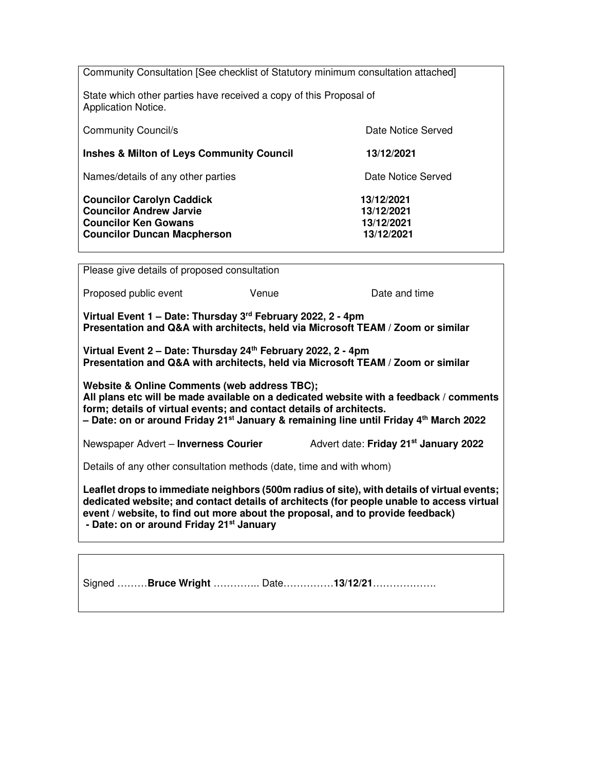Community Consultation [See checklist of Statutory minimum consultation attached]

State which other parties have received a copy of this Proposal of Application Notice.

| Community Council/s | Date Notice Served |
|---|---|
| **Inshes & Milton of Leys Community Council** | **13/12/2021** |

| Names/details of any other parties | Date Notice Served |
|---|---|
| **Councilor Carolyn Caddick** | **13/12/2021** |
| **Councilor Andrew Jarvie** | **13/12/2021** |
| **Councilor Ken Gowans** | **13/12/2021** |
| **Councilor Duncan Macpherson** | **13/12/2021** |

Please give details of proposed consultation

Proposed public event | Venue | Date and time

**Virtual Event 1 – Date: Thursday 3rd February 2022, 2 - 4pm**
**Presentation and Q&A with architects, held via Microsoft TEAM / Zoom or similar**

**Virtual Event 2 – Date: Thursday 24th February 2022, 2 - 4pm**
**Presentation and Q&A with architects, held via Microsoft TEAM / Zoom or similar**

**Website & Online Comments (web address TBC);**
**All plans etc will be made available on a dedicated website with a feedback / comments form; details of virtual events; and contact details of architects.**
**– Date: on or around Friday 21st January & remaining line until Friday 4th March 2022**

Newspaper Advert – **Inverness Courier** Advert date: **Friday 21st January 2022**

Details of any other consultation methods (date, time and with whom)

**Leaflet drops to immediate neighbors (500m radius of site), with details of virtual events; dedicated website; and contact details of architects (for people unable to access virtual event / website, to find out more about the proposal, and to provide feedback)**
**- Date: on or around Friday 21st January**

Signed ………**Bruce Wright** ………….. Date……………**13/12/21**……………….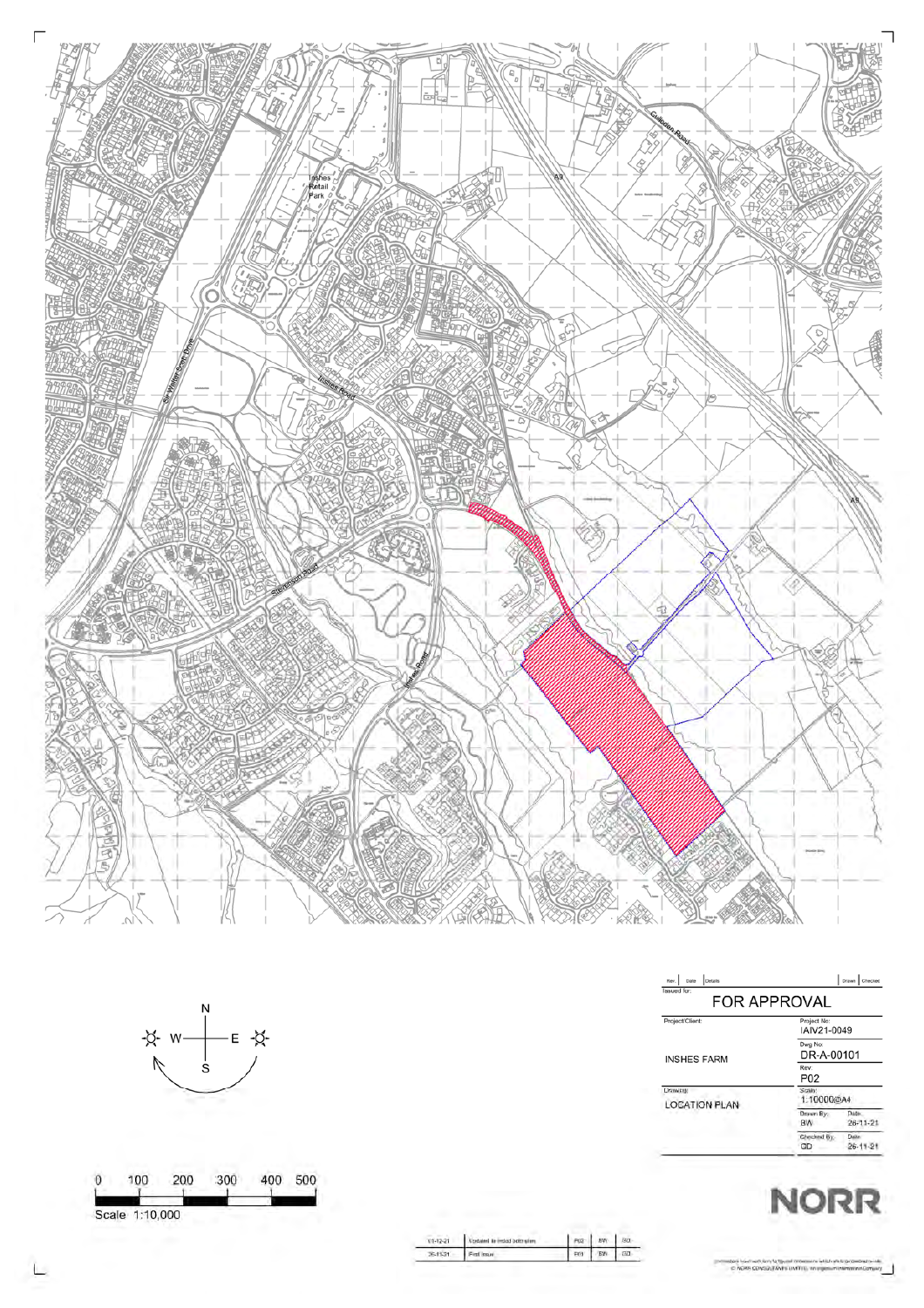Inshes Retail Park

A9

Culloden Road

Sir Walter Scott Drive

Inshes Road

Stevenson Road

Inshes Road

A9

N

W E

S

0 100 200 300 400 500

Scale 1:10,000

| | | | | |
|---|---|---|---|---|
| Rev. | Date | Details | Drawn | Checked |

Issued for:

## FOR APPROVAL

| | |
|---|---|
| Project/Client: | Project No: IAIV21-0049 |
| INSHES FARM | Dwg No: DR-A-00101 |
| | Rev: P02 |
| Drawing: | Scale: 1:10000@A4 |
| LOCATION PLAN | Drawn By: BW — Date: 26-11-21 |
| | Checked By: GD — Date: 26-11-21 |

NORR

| | | | | |
|---|---|---|---|---|
| 01-12-21 | Updated to include pedestrian | P02 | BW | GD |
| 26-11-21 | First Issue | P01 | BW | GD |

© NORR CONSULTANTS LIMITED